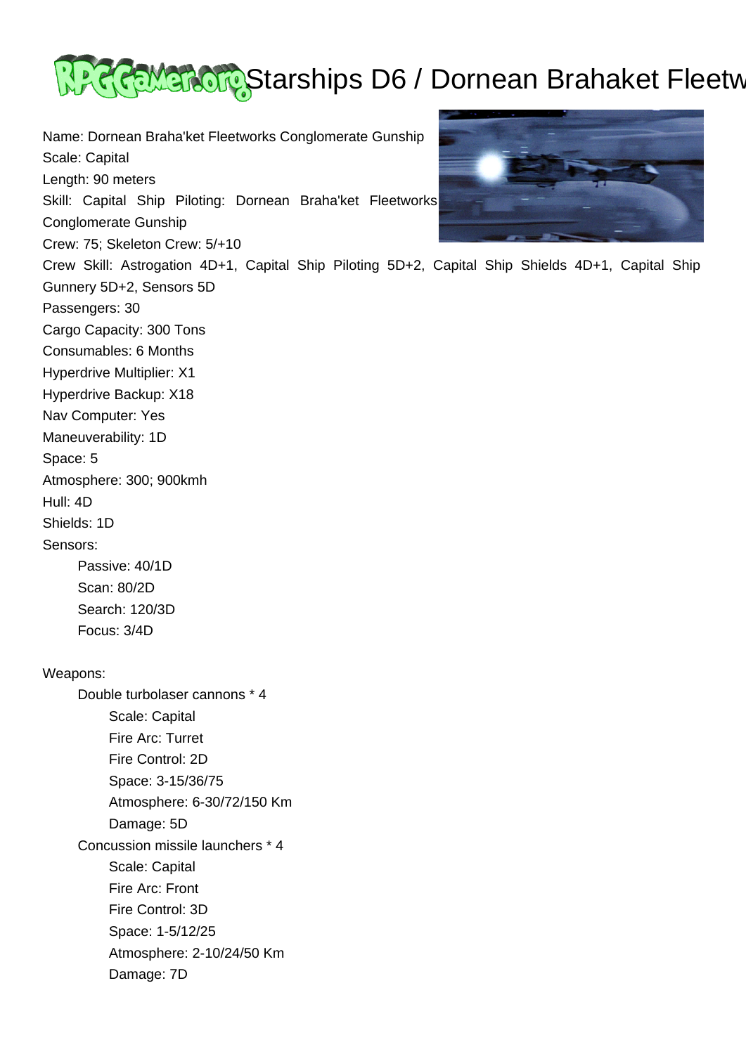# Starships D6 / Dornean Brahaket Fleetw

Name: Dornean Braha'ket Fleetworks Conglomerate Gunship
Scale: Capital
Length: 90 meters
Skill: Capital Ship Piloting: Dornean Braha'ket Fleetworks Conglomerate Gunship
Crew: 75; Skeleton Crew: 5/+10
Crew Skill: Astrogation 4D+1, Capital Ship Piloting 5D+2, Capital Ship Shields 4D+1, Capital Ship Gunnery 5D+2, Sensors 5D
Passengers: 30
Cargo Capacity: 300 Tons
Consumables: 6 Months
Hyperdrive Multiplier: X1
Hyperdrive Backup: X18
Nav Computer: Yes
Maneuverability: 1D
Space: 5
Atmosphere: 300; 900kmh
Hull: 4D
Shields: 1D
Sensors:

- Passive: 40/1D
- Scan: 80/2D
- Search: 120/3D
- Focus: 3/4D

Weapons:

- Double turbolaser cannons * 4
  - Scale: Capital
  - Fire Arc: Turret
  - Fire Control: 2D
  - Space: 3-15/36/75
  - Atmosphere: 6-30/72/150 Km
  - Damage: 5D
- Concussion missile launchers * 4
  - Scale: Capital
  - Fire Arc: Front
  - Fire Control: 3D
  - Space: 1-5/12/25
  - Atmosphere: 2-10/24/50 Km
  - Damage: 7D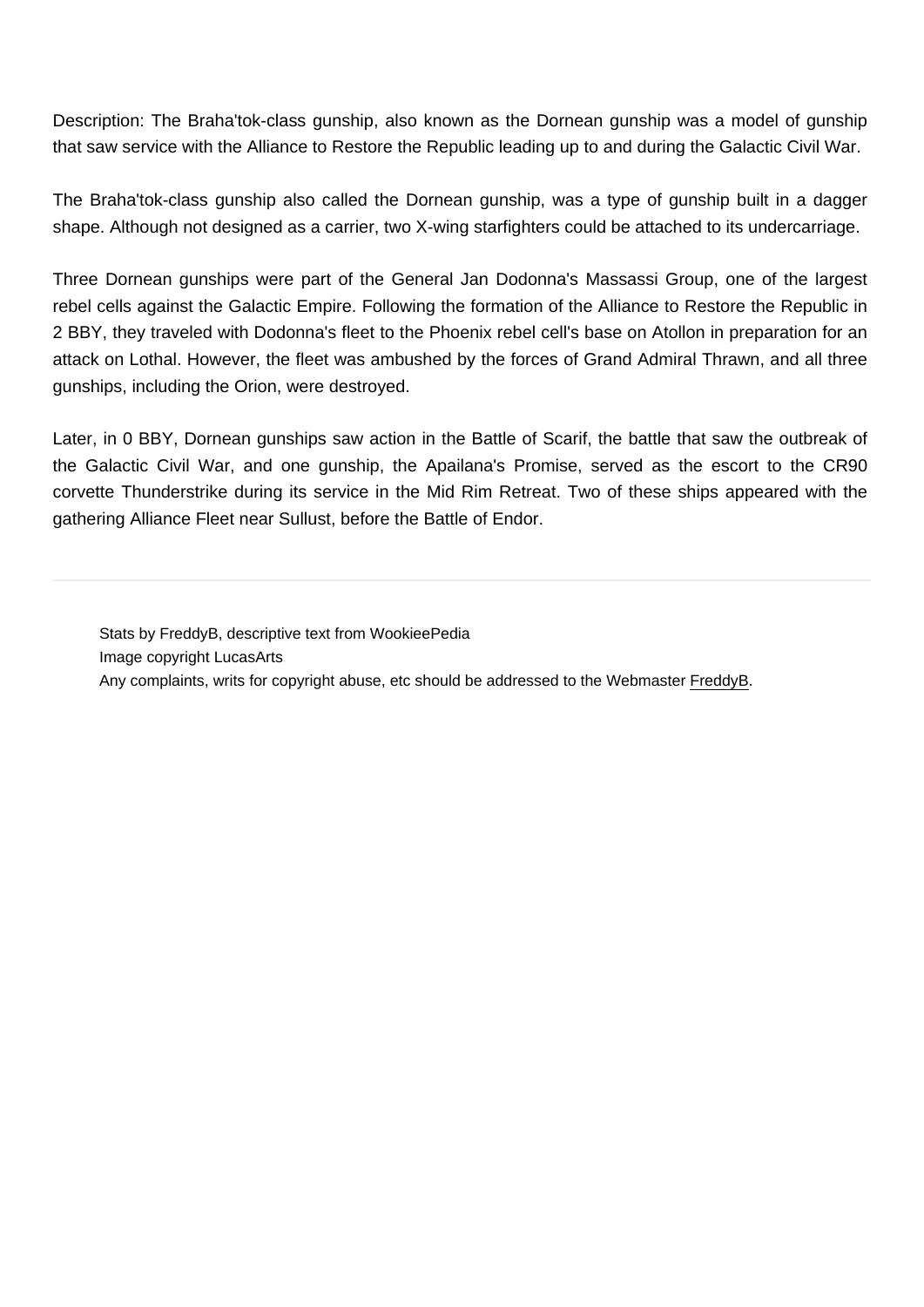Description: The Braha'tok-class gunship, also known as the Dornean gunship was a model of gunship that saw service with the Alliance to Restore the Republic leading up to and during the Galactic Civil War.

The Braha'tok-class gunship also called the Dornean gunship, was a type of gunship built in a dagger shape. Although not designed as a carrier, two X-wing starfighters could be attached to its undercarriage.

Three Dornean gunships were part of the General Jan Dodonna's Massassi Group, one of the largest rebel cells against the Galactic Empire. Following the formation of the Alliance to Restore the Republic in 2 BBY, they traveled with Dodonna's fleet to the Phoenix rebel cell's base on Atollon in preparation for an attack on Lothal. However, the fleet was ambushed by the forces of Grand Admiral Thrawn, and all three gunships, including the Orion, were destroyed.

Later, in 0 BBY, Dornean gunships saw action in the Battle of Scarif, the battle that saw the outbreak of the Galactic Civil War, and one gunship, the Apailana's Promise, served as the escort to the CR90 corvette Thunderstrike during its service in the Mid Rim Retreat. Two of these ships appeared with the gathering Alliance Fleet near Sullust, before the Battle of Endor.

---

Stats by FreddyB, descriptive text from WookieePedia
Image copyright LucasArts
Any complaints, writs for copyright abuse, etc should be addressed to the Webmaster FreddyB.